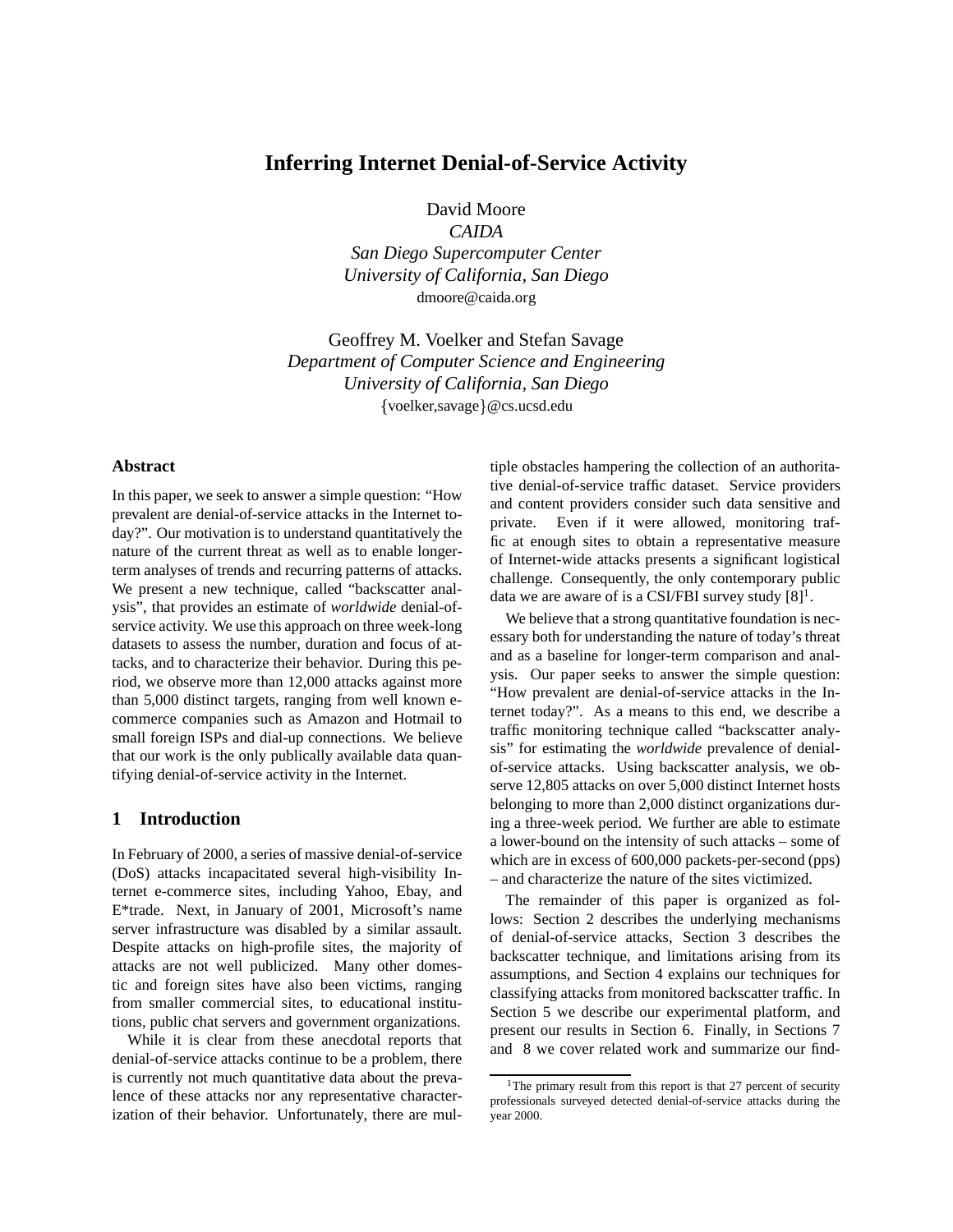# Inferring Internet Denial-of-Service Activity

David Moore
*CAIDA*
*San Diego Supercomputer Center*
*University of California, San Diego*
dmoore@caida.org

Geoffrey M. Voelker and Stefan Savage
*Department of Computer Science and Engineering*
*University of California, San Diego*
{voelker,savage}@cs.ucsd.edu

## Abstract

In this paper, we seek to answer a simple question: "How prevalent are denial-of-service attacks in the Internet today?". Our motivation is to understand quantitatively the nature of the current threat as well as to enable longer-term analyses of trends and recurring patterns of attacks. We present a new technique, called "backscatter analysis", that provides an estimate of *worldwide* denial-of-service activity. We use this approach on three week-long datasets to assess the number, duration and focus of attacks, and to characterize their behavior. During this period, we observe more than 12,000 attacks against more than 5,000 distinct targets, ranging from well known e-commerce companies such as Amazon and Hotmail to small foreign ISPs and dial-up connections. We believe that our work is the only publically available data quantifying denial-of-service activity in the Internet.

## 1 Introduction

In February of 2000, a series of massive denial-of-service (DoS) attacks incapacitated several high-visibility Internet e-commerce sites, including Yahoo, Ebay, and E*trade. Next, in January of 2001, Microsoft's name server infrastructure was disabled by a similar assault. Despite attacks on high-profile sites, the majority of attacks are not well publicized. Many other domestic and foreign sites have also been victims, ranging from smaller commercial sites, to educational institutions, public chat servers and government organizations.

While it is clear from these anecdotal reports that denial-of-service attacks continue to be a problem, there is currently not much quantitative data about the prevalence of these attacks nor any representative characterization of their behavior. Unfortunately, there are multiple obstacles hampering the collection of an authoritative denial-of-service traffic dataset. Service providers and content providers consider such data sensitive and private. Even if it were allowed, monitoring traffic at enough sites to obtain a representative measure of Internet-wide attacks presents a significant logistical challenge. Consequently, the only contemporary public data we are aware of is a CSI/FBI survey study [8][1].

We believe that a strong quantitative foundation is necessary both for understanding the nature of today's threat and as a baseline for longer-term comparison and analysis. Our paper seeks to answer the simple question: "How prevalent are denial-of-service attacks in the Internet today?". As a means to this end, we describe a traffic monitoring technique called "backscatter analysis" for estimating the *worldwide* prevalence of denial-of-service attacks. Using backscatter analysis, we observe 12,805 attacks on over 5,000 distinct Internet hosts belonging to more than 2,000 distinct organizations during a three-week period. We further are able to estimate a lower-bound on the intensity of such attacks – some of which are in excess of 600,000 packets-per-second (pps) – and characterize the nature of the sites victimized.

The remainder of this paper is organized as follows: Section 2 describes the underlying mechanisms of denial-of-service attacks, Section 3 describes the backscatter technique, and limitations arising from its assumptions, and Section 4 explains our techniques for classifying attacks from monitored backscatter traffic. In Section 5 we describe our experimental platform, and present our results in Section 6. Finally, in Sections 7 and 8 we cover related work and summarize our find-

[1] The primary result from this report is that 27 percent of security professionals surveyed detected denial-of-service attacks during the year 2000.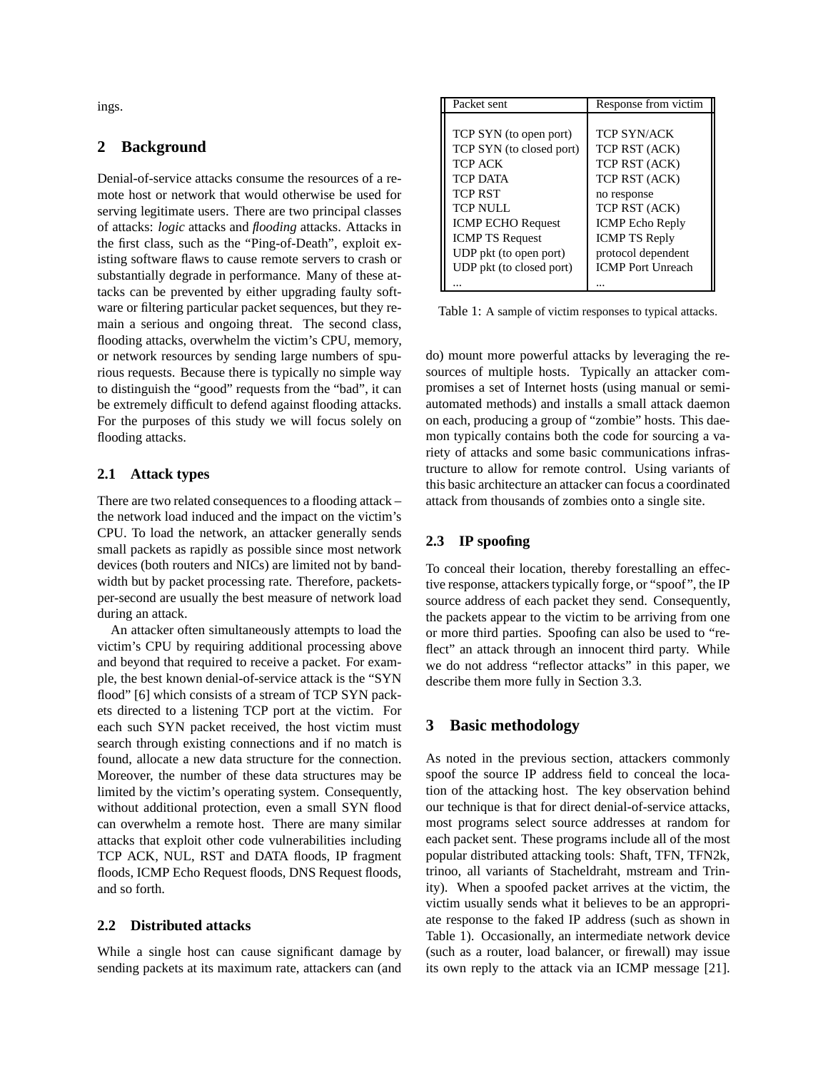ings.

## 2 Background

Denial-of-service attacks consume the resources of a remote host or network that would otherwise be used for serving legitimate users. There are two principal classes of attacks: *logic* attacks and *flooding* attacks. Attacks in the first class, such as the "Ping-of-Death", exploit existing software flaws to cause remote servers to crash or substantially degrade in performance. Many of these attacks can be prevented by either upgrading faulty software or filtering particular packet sequences, but they remain a serious and ongoing threat. The second class, flooding attacks, overwhelm the victim's CPU, memory, or network resources by sending large numbers of spurious requests. Because there is typically no simple way to distinguish the "good" requests from the "bad", it can be extremely difficult to defend against flooding attacks. For the purposes of this study we will focus solely on flooding attacks.

### 2.1 Attack types

There are two related consequences to a flooding attack – the network load induced and the impact on the victim's CPU. To load the network, an attacker generally sends small packets as rapidly as possible since most network devices (both routers and NICs) are limited not by bandwidth but by packet processing rate. Therefore, packets-per-second are usually the best measure of network load during an attack.

An attacker often simultaneously attempts to load the victim's CPU by requiring additional processing above and beyond that required to receive a packet. For example, the best known denial-of-service attack is the "SYN flood" [6] which consists of a stream of TCP SYN packets directed to a listening TCP port at the victim. For each such SYN packet received, the host victim must search through existing connections and if no match is found, allocate a new data structure for the connection. Moreover, the number of these data structures may be limited by the victim's operating system. Consequently, without additional protection, even a small SYN flood can overwhelm a remote host. There are many similar attacks that exploit other code vulnerabilities including TCP ACK, NUL, RST and DATA floods, IP fragment floods, ICMP Echo Request floods, DNS Request floods, and so forth.

### 2.2 Distributed attacks

While a single host can cause significant damage by sending packets at its maximum rate, attackers can (and do) mount more powerful attacks by leveraging the resources of multiple hosts. Typically an attacker compromises a set of Internet hosts (using manual or semi-automated methods) and installs a small attack daemon on each, producing a group of "zombie" hosts. This daemon typically contains both the code for sourcing a variety of attacks and some basic communications infrastructure to allow for remote control. Using variants of this basic architecture an attacker can focus a coordinated attack from thousands of zombies onto a single site.

| Packet sent | Response from victim |
|---|---|
| TCP SYN (to open port) | TCP SYN/ACK |
| TCP SYN (to closed port) | TCP RST (ACK) |
| TCP ACK | TCP RST (ACK) |
| TCP DATA | TCP RST (ACK) |
| TCP RST | no response |
| TCP NULL | TCP RST (ACK) |
| ICMP ECHO Request | ICMP Echo Reply |
| ICMP TS Request | ICMP TS Reply |
| UDP pkt (to open port) | protocol dependent |
| UDP pkt (to closed port) | ICMP Port Unreach |
| ... | ... |

Table 1: A sample of victim responses to typical attacks.

### 2.3 IP spoofing

To conceal their location, thereby forestalling an effective response, attackers typically forge, or "spoof", the IP source address of each packet they send. Consequently, the packets appear to the victim to be arriving from one or more third parties. Spoofing can also be used to "reflect" an attack through an innocent third party. While we do not address "reflector attacks" in this paper, we describe them more fully in Section 3.3.

## 3 Basic methodology

As noted in the previous section, attackers commonly spoof the source IP address field to conceal the location of the attacking host. The key observation behind our technique is that for direct denial-of-service attacks, most programs select source addresses at random for each packet sent. These programs include all of the most popular distributed attacking tools: Shaft, TFN, TFN2k, trinoo, all variants of Stacheldraht, mstream and Trinity). When a spoofed packet arrives at the victim, the victim usually sends what it believes to be an appropriate response to the faked IP address (such as shown in Table 1). Occasionally, an intermediate network device (such as a router, load balancer, or firewall) may issue its own reply to the attack via an ICMP message [21].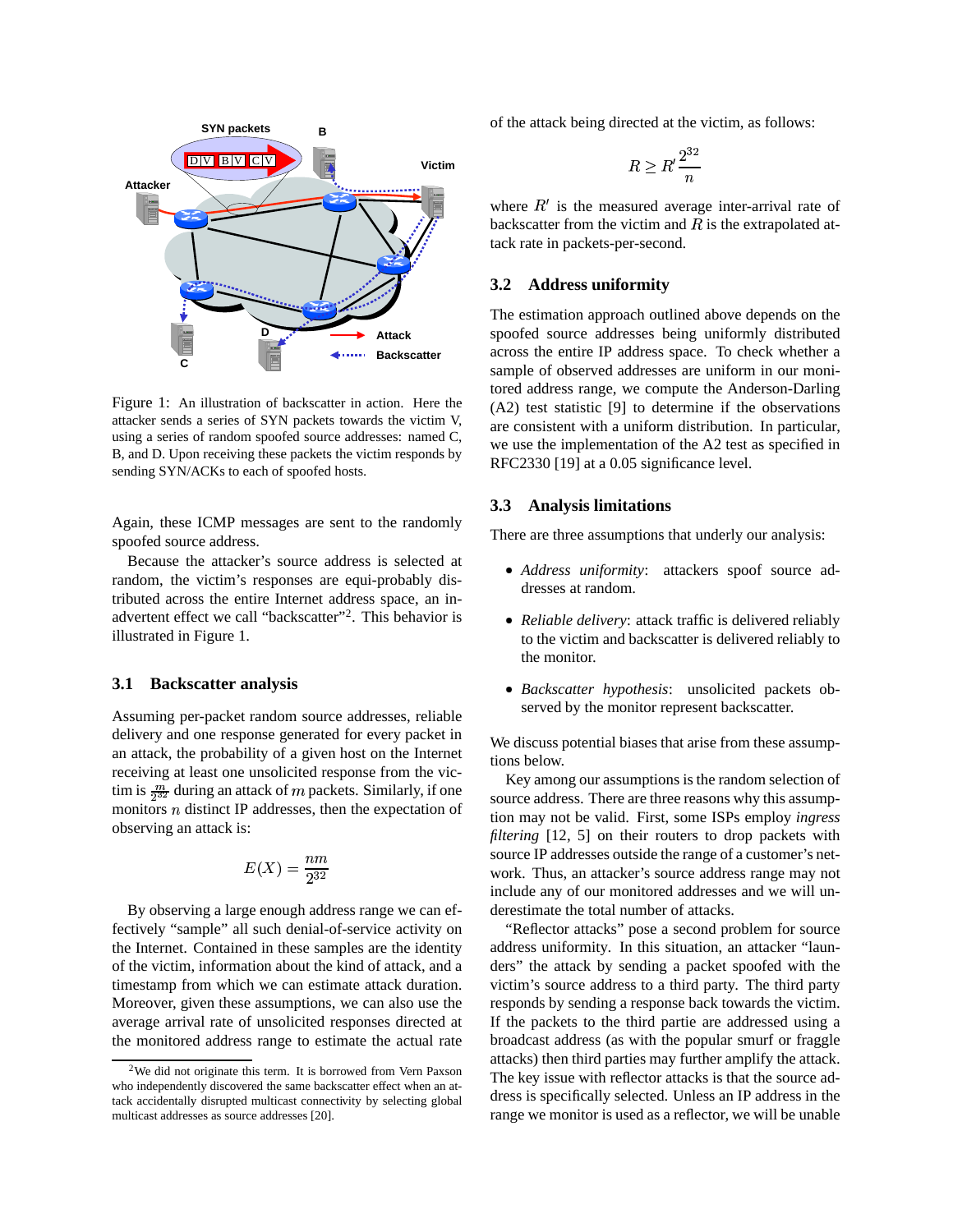Figure 1: An illustration of backscatter in action. Here the attacker sends a series of SYN packets towards the victim V, using a series of random spoofed source addresses: named C, B, and D. Upon receiving these packets the victim responds by sending SYN/ACKs to each of spoofed hosts.

Again, these ICMP messages are sent to the randomly spoofed source address.

Because the attacker's source address is selected at random, the victim's responses are equi-probably distributed across the entire Internet address space, an inadvertent effect we call "backscatter"[2]. This behavior is illustrated in Figure 1.

### 3.1 Backscatter analysis

Assuming per-packet random source addresses, reliable delivery and one response generated for every packet in an attack, the probability of a given host on the Internet receiving at least one unsolicited response from the victim is $\frac{m}{2^{32}}$ during an attack of $m$ packets. Similarly, if one monitors $n$ distinct IP addresses, then the expectation of observing an attack is:

$$E(X) = \frac{nm}{2^{32}}$$

By observing a large enough address range we can effectively "sample" all such denial-of-service activity on the Internet. Contained in these samples are the identity of the victim, information about the kind of attack, and a timestamp from which we can estimate attack duration. Moreover, given these assumptions, we can also use the average arrival rate of unsolicited responses directed at the monitored address range to estimate the actual rate of the attack being directed at the victim, as follows:

$$R \geq R' \frac{2^{32}}{n}$$

where $R'$ is the measured average inter-arrival rate of backscatter from the victim and $R$ is the extrapolated attack rate in packets-per-second.

### 3.2 Address uniformity

The estimation approach outlined above depends on the spoofed source addresses being uniformly distributed across the entire IP address space. To check whether a sample of observed addresses are uniform in our monitored address range, we compute the Anderson-Darling (A2) test statistic [9] to determine if the observations are consistent with a uniform distribution. In particular, we use the implementation of the A2 test as specified in RFC2330 [19] at a 0.05 significance level.

### 3.3 Analysis limitations

There are three assumptions that underly our analysis:

- *Address uniformity*: attackers spoof source addresses at random.
- *Reliable delivery*: attack traffic is delivered reliably to the victim and backscatter is delivered reliably to the monitor.
- *Backscatter hypothesis*: unsolicited packets observed by the monitor represent backscatter.

We discuss potential biases that arise from these assumptions below.

Key among our assumptions is the random selection of source address. There are three reasons why this assumption may not be valid. First, some ISPs employ *ingress filtering* [12, 5] on their routers to drop packets with source IP addresses outside the range of a customer's network. Thus, an attacker's source address range may not include any of our monitored addresses and we will underestimate the total number of attacks.

"Reflector attacks" pose a second problem for source address uniformity. In this situation, an attacker "launders" the attack by sending a packet spoofed with the victim's source address to a third party. The third party responds by sending a response back towards the victim. If the packets to the third partie are addressed using a broadcast address (as with the popular smurf or fraggle attacks) then third parties may further amplify the attack. The key issue with reflector attacks is that the source address is specifically selected. Unless an IP address in the range we monitor is used as a reflector, we will be unable

[2] We did not originate this term. It is borrowed from Vern Paxson who independently discovered the same backscatter effect when an attack accidentally disrupted multicast connectivity by selecting global multicast addresses as source addresses [20].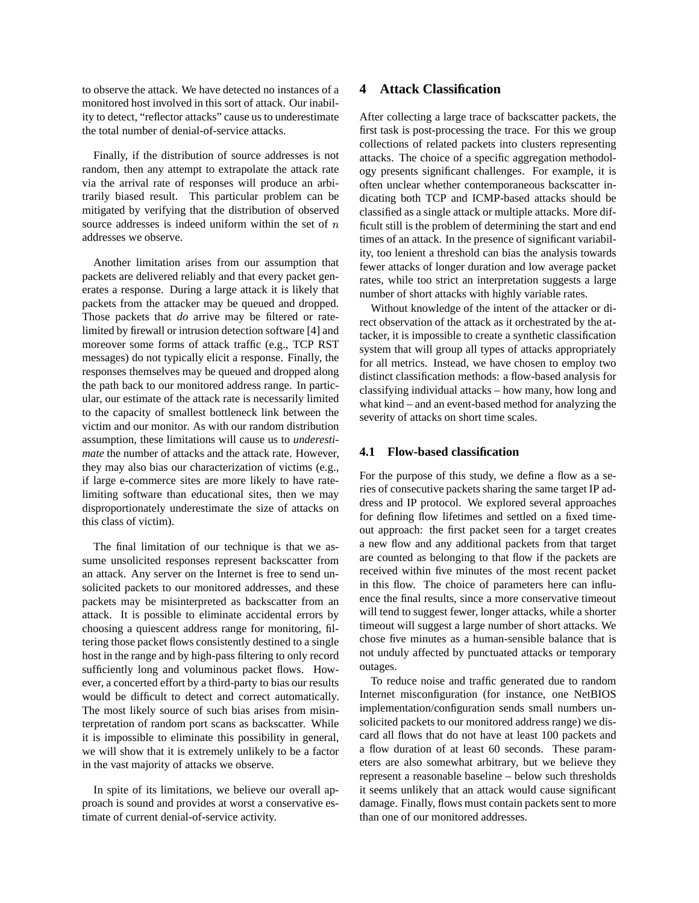to observe the attack. We have detected no instances of a monitored host involved in this sort of attack. Our inability to detect, "reflector attacks" cause us to underestimate the total number of denial-of-service attacks.

Finally, if the distribution of source addresses is not random, then any attempt to extrapolate the attack rate via the arrival rate of responses will produce an arbitrarily biased result. This particular problem can be mitigated by verifying that the distribution of observed source addresses is indeed uniform within the set of $n$ addresses we observe.

Another limitation arises from our assumption that packets are delivered reliably and that every packet generates a response. During a large attack it is likely that packets from the attacker may be queued and dropped. Those packets that *do* arrive may be filtered or rate-limited by firewall or intrusion detection software [4] and moreover some forms of attack traffic (e.g., TCP RST messages) do not typically elicit a response. Finally, the responses themselves may be queued and dropped along the path back to our monitored address range. In particular, our estimate of the attack rate is necessarily limited to the capacity of smallest bottleneck link between the victim and our monitor. As with our random distribution assumption, these limitations will cause us to *underestimate* the number of attacks and the attack rate. However, they may also bias our characterization of victims (e.g., if large e-commerce sites are more likely to have rate-limiting software than educational sites, then we may disproportionately underestimate the size of attacks on this class of victim).

The final limitation of our technique is that we assume unsolicited responses represent backscatter from an attack. Any server on the Internet is free to send unsolicited packets to our monitored addresses, and these packets may be misinterpreted as backscatter from an attack. It is possible to eliminate accidental errors by choosing a quiescent address range for monitoring, filtering those packet flows consistently destined to a single host in the range and by high-pass filtering to only record sufficiently long and voluminous packet flows. However, a concerted effort by a third-party to bias our results would be difficult to detect and correct automatically. The most likely source of such bias arises from misinterpretation of random port scans as backscatter. While it is impossible to eliminate this possibility in general, we will show that it is extremely unlikely to be a factor in the vast majority of attacks we observe.

In spite of its limitations, we believe our overall approach is sound and provides at worst a conservative estimate of current denial-of-service activity.

## 4 Attack Classification

After collecting a large trace of backscatter packets, the first task is post-processing the trace. For this we group collections of related packets into clusters representing attacks. The choice of a specific aggregation methodology presents significant challenges. For example, it is often unclear whether contemporaneous backscatter indicating both TCP and ICMP-based attacks should be classified as a single attack or multiple attacks. More difficult still is the problem of determining the start and end times of an attack. In the presence of significant variability, too lenient a threshold can bias the analysis towards fewer attacks of longer duration and low average packet rates, while too strict an interpretation suggests a large number of short attacks with highly variable rates.

Without knowledge of the intent of the attacker or direct observation of the attack as it orchestrated by the attacker, it is impossible to create a synthetic classification system that will group all types of attacks appropriately for all metrics. Instead, we have chosen to employ two distinct classification methods: a flow-based analysis for classifying individual attacks – how many, how long and what kind – and an event-based method for analyzing the severity of attacks on short time scales.

### 4.1 Flow-based classification

For the purpose of this study, we define a flow as a series of consecutive packets sharing the same target IP address and IP protocol. We explored several approaches for defining flow lifetimes and settled on a fixed timeout approach: the first packet seen for a target creates a new flow and any additional packets from that target are counted as belonging to that flow if the packets are received within five minutes of the most recent packet in this flow. The choice of parameters here can influence the final results, since a more conservative timeout will tend to suggest fewer, longer attacks, while a shorter timeout will suggest a large number of short attacks. We chose five minutes as a human-sensible balance that is not unduly affected by punctuated attacks or temporary outages.

To reduce noise and traffic generated due to random Internet misconfiguration (for instance, one NetBIOS implementation/configuration sends small numbers unsolicited packets to our monitored address range) we discard all flows that do not have at least 100 packets and a flow duration of at least 60 seconds. These parameters are also somewhat arbitrary, but we believe they represent a reasonable baseline – below such thresholds it seems unlikely that an attack would cause significant damage. Finally, flows must contain packets sent to more than one of our monitored addresses.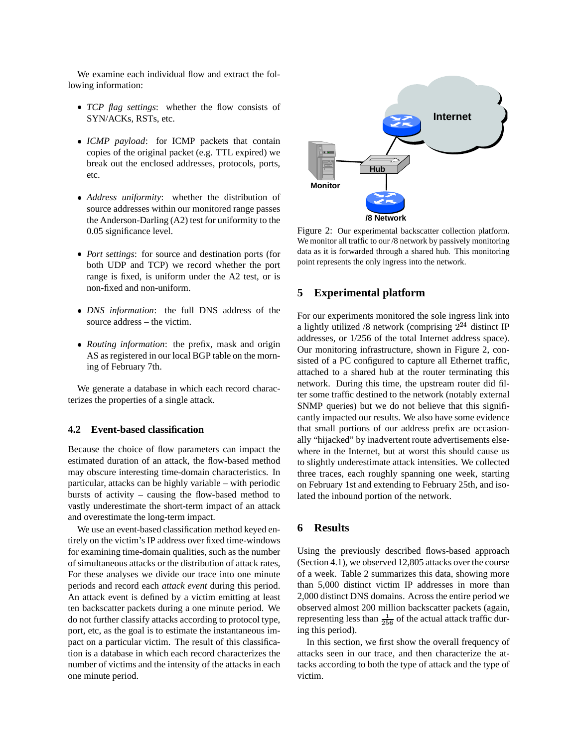We examine each individual flow and extract the following information:

- *TCP flag settings*: whether the flow consists of SYN/ACKs, RSTs, etc.
- *ICMP payload*: for ICMP packets that contain copies of the original packet (e.g. TTL expired) we break out the enclosed addresses, protocols, ports, etc.
- *Address uniformity*: whether the distribution of source addresses within our monitored range passes the Anderson-Darling (A2) test for uniformity to the 0.05 significance level.
- *Port settings*: for source and destination ports (for both UDP and TCP) we record whether the port range is fixed, is uniform under the A2 test, or is non-fixed and non-uniform.
- *DNS information*: the full DNS address of the source address – the victim.
- *Routing information*: the prefix, mask and origin AS as registered in our local BGP table on the morning of February 7th.

We generate a database in which each record characterizes the properties of a single attack.

### 4.2 Event-based classification

Because the choice of flow parameters can impact the estimated duration of an attack, the flow-based method may obscure interesting time-domain characteristics. In particular, attacks can be highly variable – with periodic bursts of activity – causing the flow-based method to vastly underestimate the short-term impact of an attack and overestimate the long-term impact.

We use an event-based classification method keyed entirely on the victim's IP address over fixed time-windows for examining time-domain qualities, such as the number of simultaneous attacks or the distribution of attack rates, For these analyses we divide our trace into one minute periods and record each *attack event* during this period. An attack event is defined by a victim emitting at least ten backscatter packets during a one minute period. We do not further classify attacks according to protocol type, port, etc, as the goal is to estimate the instantaneous impact on a particular victim. The result of this classification is a database in which each record characterizes the number of victims and the intensity of the attacks in each one minute period.

Figure 2: Our experimental backscatter collection platform. We monitor all traffic to our /8 network by passively monitoring data as it is forwarded through a shared hub. This monitoring point represents the only ingress into the network.

## 5 Experimental platform

For our experiments monitored the sole ingress link into a lightly utilized /8 network (comprising $2^{24}$ distinct IP addresses, or 1/256 of the total Internet address space). Our monitoring infrastructure, shown in Figure 2, consisted of a PC configured to capture all Ethernet traffic, attached to a shared hub at the router terminating this network. During this time, the upstream router did filter some traffic destined to the network (notably external SNMP queries) but we do not believe that this significantly impacted our results. We also have some evidence that small portions of our address prefix are occasionally "hijacked" by inadvertent route advertisements elsewhere in the Internet, but at worst this should cause us to slightly underestimate attack intensities. We collected three traces, each roughly spanning one week, starting on February 1st and extending to February 25th, and isolated the inbound portion of the network.

## 6 Results

Using the previously described flows-based approach (Section 4.1), we observed 12,805 attacks over the course of a week. Table 2 summarizes this data, showing more than 5,000 distinct victim IP addresses in more than 2,000 distinct DNS domains. Across the entire period we observed almost 200 million backscatter packets (again, representing less than $\frac{1}{256}$ of the actual attack traffic during this period).

In this section, we first show the overall frequency of attacks seen in our trace, and then characterize the attacks according to both the type of attack and the type of victim.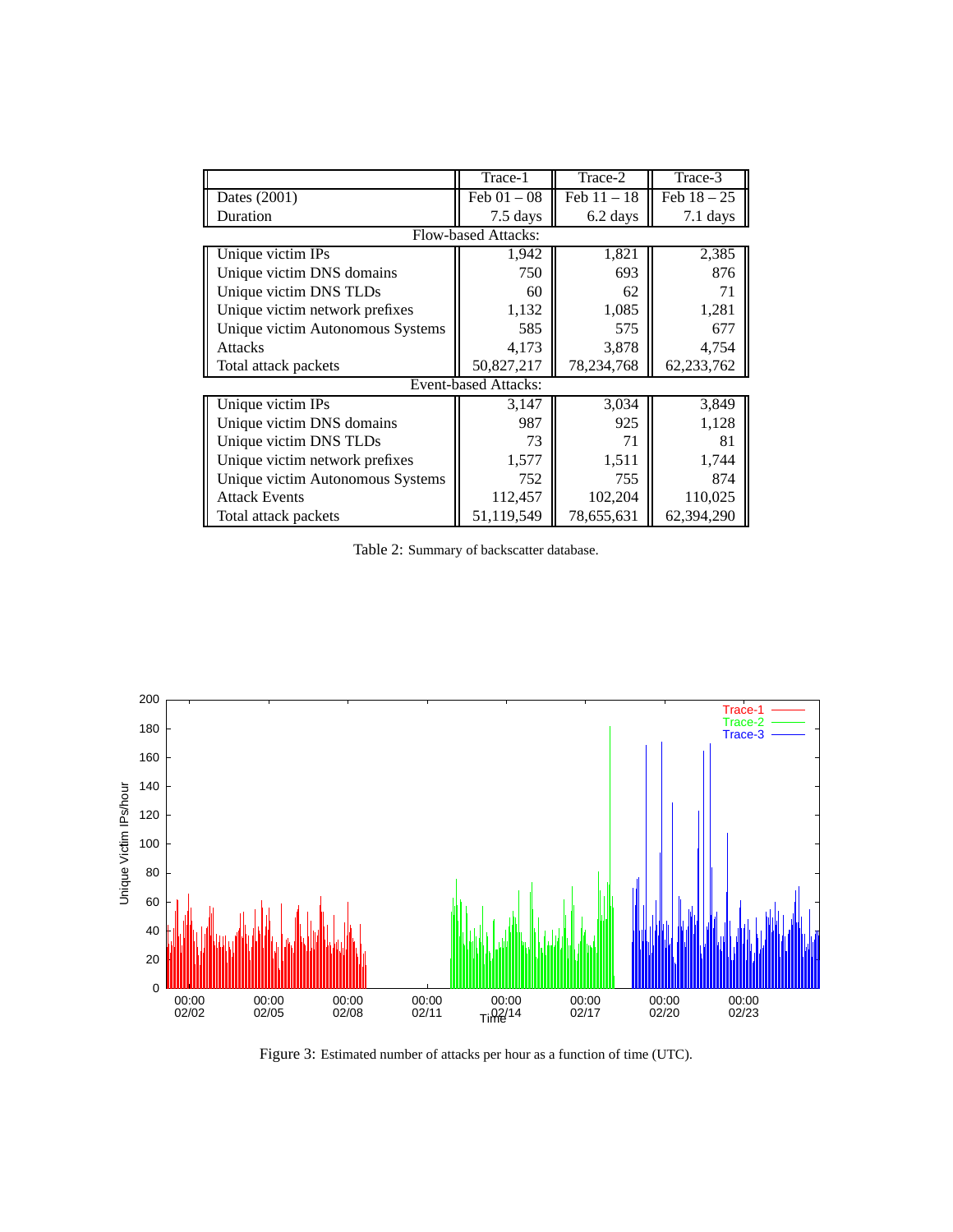| | Trace-1 | Trace-2 | Trace-3 |
|---|---|---|---|
| Dates (2001) | Feb 01 – 08 | Feb 11 – 18 | Feb 18 – 25 |
| Duration | 7.5 days | 6.2 days | 7.1 days |
| **Flow-based Attacks:** | | | |
| Unique victim IPs | 1,942 | 1,821 | 2,385 |
| Unique victim DNS domains | 750 | 693 | 876 |
| Unique victim DNS TLDs | 60 | 62 | 71 |
| Unique victim network prefixes | 1,132 | 1,085 | 1,281 |
| Unique victim Autonomous Systems | 585 | 575 | 677 |
| Attacks | 4,173 | 3,878 | 4,754 |
| Total attack packets | 50,827,217 | 78,234,768 | 62,233,762 |
| **Event-based Attacks:** | | | |
| Unique victim IPs | 3,147 | 3,034 | 3,849 |
| Unique victim DNS domains | 987 | 925 | 1,128 |
| Unique victim DNS TLDs | 73 | 71 | 81 |
| Unique victim network prefixes | 1,577 | 1,511 | 1,744 |
| Unique victim Autonomous Systems | 752 | 755 | 874 |
| Attack Events | 112,457 | 102,204 | 110,025 |
| Total attack packets | 51,119,549 | 78,655,631 | 62,394,290 |

Table 2: Summary of backscatter database.

Figure 3: Estimated number of attacks per hour as a function of time (UTC).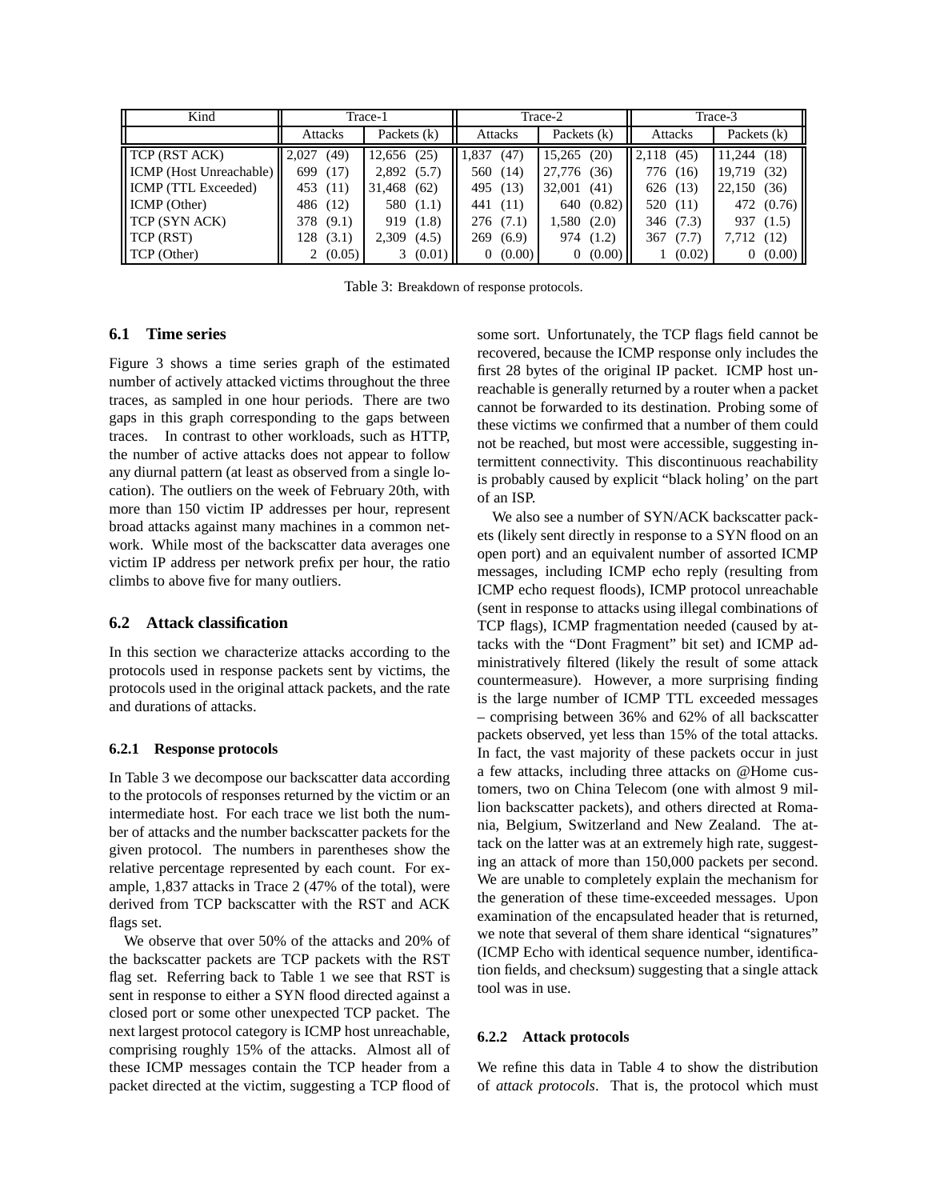| Kind | Trace-1 | | Trace-2 | | Trace-3 | |
|---|---|---|---|---|---|---|
| | Attacks | Packets (k) | Attacks | Packets (k) | Attacks | Packets (k) |
| TCP (RST ACK) | 2,027 (49) | 12,656 (25) | 1,837 (47) | 15,265 (20) | 2,118 (45) | 11,244 (18) |
| ICMP (Host Unreachable) | 699 (17) | 2,892 (5.7) | 560 (14) | 27,776 (36) | 776 (16) | 19,719 (32) |
| ICMP (TTL Exceeded) | 453 (11) | 31,468 (62) | 495 (13) | 32,001 (41) | 626 (13) | 22,150 (36) |
| ICMP (Other) | 486 (12) | 580 (1.1) | 441 (11) | 640 (0.82) | 520 (11) | 472 (0.76) |
| TCP (SYN ACK) | 378 (9.1) | 919 (1.8) | 276 (7.1) | 1,580 (2.0) | 346 (7.3) | 937 (1.5) |
| TCP (RST) | 128 (3.1) | 2,309 (4.5) | 269 (6.9) | 974 (1.2) | 367 (7.7) | 7,712 (12) |
| TCP (Other) | 2 (0.05) | 3 (0.01) | 0 (0.00) | 0 (0.00) | 1 (0.02) | 0 (0.00) |

Table 3: Breakdown of response protocols.

### 6.1 Time series

Figure 3 shows a time series graph of the estimated number of actively attacked victims throughout the three traces, as sampled in one hour periods. There are two gaps in this graph corresponding to the gaps between traces. In contrast to other workloads, such as HTTP, the number of active attacks does not appear to follow any diurnal pattern (at least as observed from a single location). The outliers on the week of February 20th, with more than 150 victim IP addresses per hour, represent broad attacks against many machines in a common network. While most of the backscatter data averages one victim IP address per network prefix per hour, the ratio climbs to above five for many outliers.

### 6.2 Attack classification

In this section we characterize attacks according to the protocols used in response packets sent by victims, the protocols used in the original attack packets, and the rate and durations of attacks.

#### 6.2.1 Response protocols

In Table 3 we decompose our backscatter data according to the protocols of responses returned by the victim or an intermediate host. For each trace we list both the number of attacks and the number backscatter packets for the given protocol. The numbers in parentheses show the relative percentage represented by each count. For example, 1,837 attacks in Trace 2 (47% of the total), were derived from TCP backscatter with the RST and ACK flags set.

We observe that over 50% of the attacks and 20% of the backscatter packets are TCP packets with the RST flag set. Referring back to Table 1 we see that RST is sent in response to either a SYN flood directed against a closed port or some other unexpected TCP packet. The next largest protocol category is ICMP host unreachable, comprising roughly 15% of the attacks. Almost all of these ICMP messages contain the TCP header from a packet directed at the victim, suggesting a TCP flood of some sort. Unfortunately, the TCP flags field cannot be recovered, because the ICMP response only includes the first 28 bytes of the original IP packet. ICMP host unreachable is generally returned by a router when a packet cannot be forwarded to its destination. Probing some of these victims we confirmed that a number of them could not be reached, but most were accessible, suggesting intermittent connectivity. This discontinuous reachability is probably caused by explicit "black holing' on the part of an ISP.

We also see a number of SYN/ACK backscatter packets (likely sent directly in response to a SYN flood on an open port) and an equivalent number of assorted ICMP messages, including ICMP echo reply (resulting from ICMP echo request floods), ICMP protocol unreachable (sent in response to attacks using illegal combinations of TCP flags), ICMP fragmentation needed (caused by attacks with the "Dont Fragment" bit set) and ICMP administratively filtered (likely the result of some attack countermeasure). However, a more surprising finding is the large number of ICMP TTL exceeded messages – comprising between 36% and 62% of all backscatter packets observed, yet less than 15% of the total attacks. In fact, the vast majority of these packets occur in just a few attacks, including three attacks on @Home customers, two on China Telecom (one with almost 9 million backscatter packets), and others directed at Romania, Belgium, Switzerland and New Zealand. The attack on the latter was at an extremely high rate, suggesting an attack of more than 150,000 packets per second. We are unable to completely explain the mechanism for the generation of these time-exceeded messages. Upon examination of the encapsulated header that is returned, we note that several of them share identical "signatures" (ICMP Echo with identical sequence number, identification fields, and checksum) suggesting that a single attack tool was in use.

#### 6.2.2 Attack protocols

We refine this data in Table 4 to show the distribution of *attack protocols*. That is, the protocol which must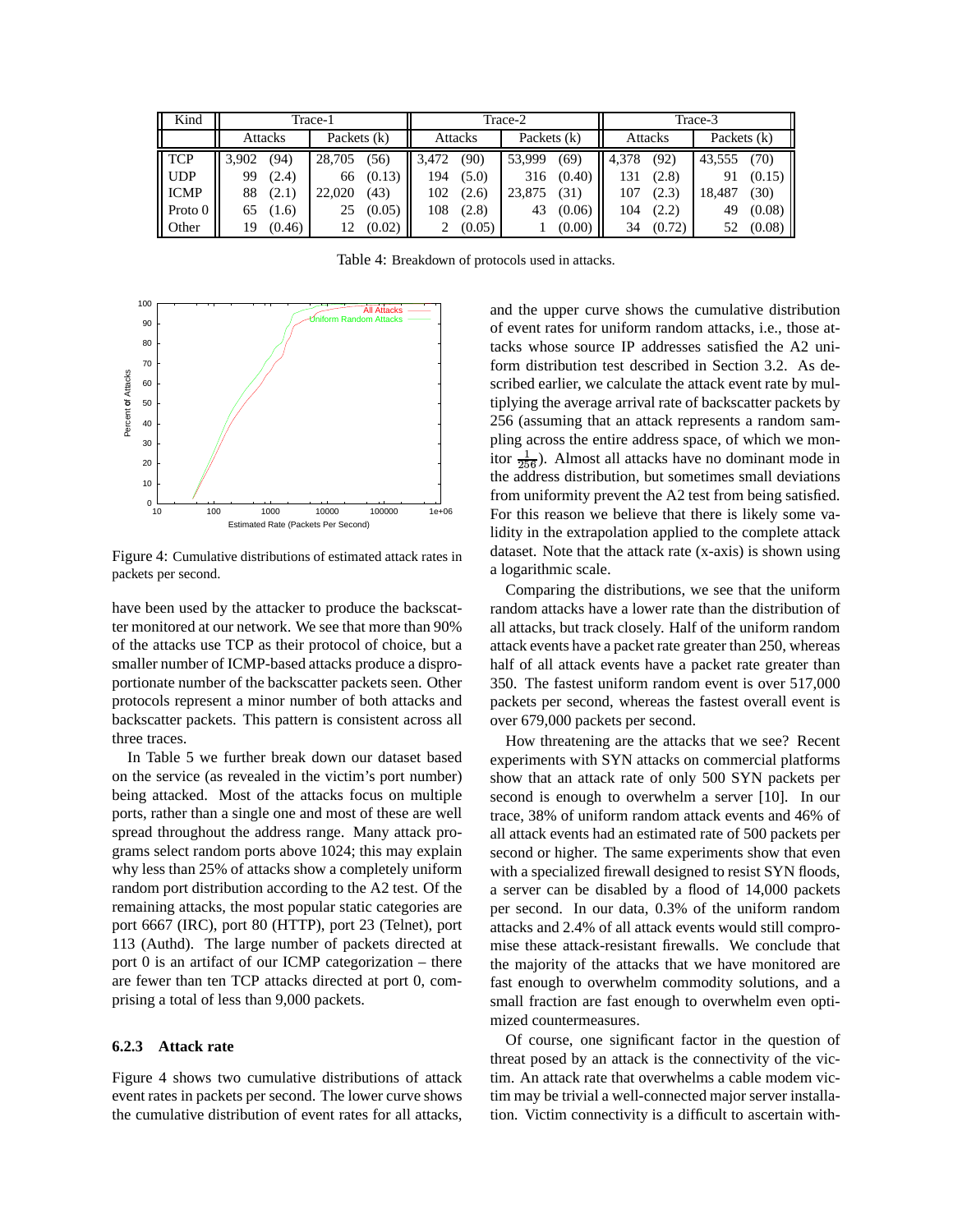| Kind | Trace-1 | | Trace-2 | | Trace-3 | |
|---|---|---|---|---|---|---|
| | Attacks | Packets (k) | Attacks | Packets (k) | Attacks | Packets (k) |
| TCP | 3,902 (94) | 28,705 (56) | 3,472 (90) | 53,999 (69) | 4,378 (92) | 43,555 (70) |
| UDP | 99 (2.4) | 66 (0.13) | 194 (5.0) | 316 (0.40) | 131 (2.8) | 91 (0.15) |
| ICMP | 88 (2.1) | 22,020 (43) | 102 (2.6) | 23,875 (31) | 107 (2.3) | 18,487 (30) |
| Proto 0 | 65 (1.6) | 25 (0.05) | 108 (2.8) | 43 (0.06) | 104 (2.2) | 49 (0.08) |
| Other | 19 (0.46) | 12 (0.02) | 2 (0.05) | 1 (0.00) | 34 (0.72) | 52 (0.08) |

Table 4: Breakdown of protocols used in attacks.

Figure 4: Cumulative distributions of estimated attack rates in packets per second.

have been used by the attacker to produce the backscatter monitored at our network. We see that more than 90% of the attacks use TCP as their protocol of choice, but a smaller number of ICMP-based attacks produce a disproportionate number of the backscatter packets seen. Other protocols represent a minor number of both attacks and backscatter packets. This pattern is consistent across all three traces.

In Table 5 we further break down our dataset based on the service (as revealed in the victim's port number) being attacked. Most of the attacks focus on multiple ports, rather than a single one and most of these are well spread throughout the address range. Many attack programs select random ports above 1024; this may explain why less than 25% of attacks show a completely uniform random port distribution according to the A2 test. Of the remaining attacks, the most popular static categories are port 6667 (IRC), port 80 (HTTP), port 23 (Telnet), port 113 (Authd). The large number of packets directed at port 0 is an artifact of our ICMP categorization – there are fewer than ten TCP attacks directed at port 0, comprising a total of less than 9,000 packets.

### 6.2.3 Attack rate

Figure 4 shows two cumulative distributions of attack event rates in packets per second. The lower curve shows the cumulative distribution of event rates for all attacks, and the upper curve shows the cumulative distribution of event rates for uniform random attacks, i.e., those attacks whose source IP addresses satisfied the A2 uniform distribution test described in Section 3.2. As described earlier, we calculate the attack event rate by multiplying the average arrival rate of backscatter packets by 256 (assuming that an attack represents a random sampling across the entire address space, of which we monitor $\frac{1}{256}$). Almost all attacks have no dominant mode in the address distribution, but sometimes small deviations from uniformity prevent the A2 test from being satisfied. For this reason we believe that there is likely some validity in the extrapolation applied to the complete attack dataset. Note that the attack rate (x-axis) is shown using a logarithmic scale.

Comparing the distributions, we see that the uniform random attacks have a lower rate than the distribution of all attacks, but track closely. Half of the uniform random attack events have a packet rate greater than 250, whereas half of all attack events have a packet rate greater than 350. The fastest uniform random event is over 517,000 packets per second, whereas the fastest overall event is over 679,000 packets per second.

How threatening are the attacks that we see? Recent experiments with SYN attacks on commercial platforms show that an attack rate of only 500 SYN packets per second is enough to overwhelm a server [10]. In our trace, 38% of uniform random attack events and 46% of all attack events had an estimated rate of 500 packets per second or higher. The same experiments show that even with a specialized firewall designed to resist SYN floods, a server can be disabled by a flood of 14,000 packets per second. In our data, 0.3% of the uniform random attacks and 2.4% of all attack events would still compromise these attack-resistant firewalls. We conclude that the majority of the attacks that we have monitored are fast enough to overwhelm commodity solutions, and a small fraction are fast enough to overwhelm even optimized countermeasures.

Of course, one significant factor in the question of threat posed by an attack is the connectivity of the victim. An attack rate that overwhelms a cable modem victim may be trivial a well-connected major server installation. Victim connectivity is a difficult to ascertain with-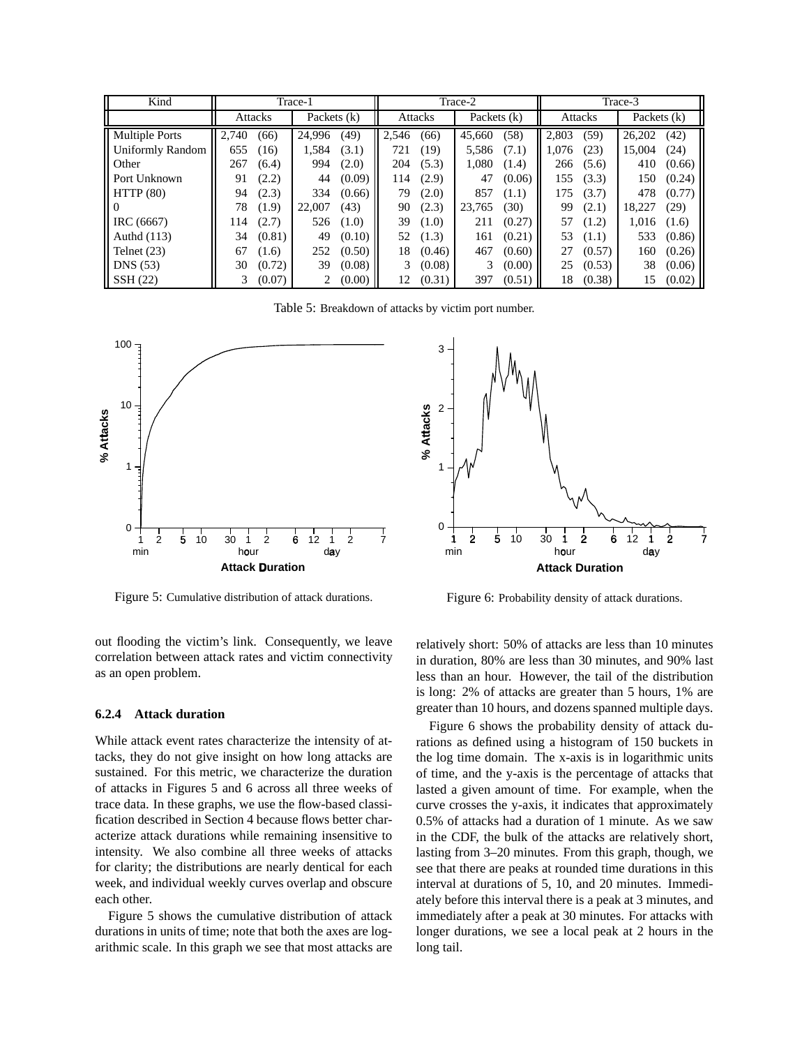| Kind | Trace-1 | | | | Trace-2 | | | | Trace-3 | | | |
|---|---|---|---|---|---|---|---|---|---|---|---|---|
| | Attacks | | Packets (k) | | Attacks | | Packets (k) | | Attacks | | Packets (k) | |
| Multiple Ports | 2,740 | (66) | 24,996 | (49) | 2,546 | (66) | 45,660 | (58) | 2,803 | (59) | 26,202 | (42) |
| Uniformly Random | 655 | (16) | 1,584 | (3.1) | 721 | (19) | 5,586 | (7.1) | 1,076 | (23) | 15,004 | (24) |
| Other | 267 | (6.4) | 994 | (2.0) | 204 | (5.3) | 1,080 | (1.4) | 266 | (5.6) | 410 | (0.66) |
| Port Unknown | 91 | (2.2) | 44 | (0.09) | 114 | (2.9) | 47 | (0.06) | 155 | (3.3) | 150 | (0.24) |
| HTTP (80) | 94 | (2.3) | 334 | (0.66) | 79 | (2.0) | 857 | (1.1) | 175 | (3.7) | 478 | (0.77) |
| 0 | 78 | (1.9) | 22,007 | (43) | 90 | (2.3) | 23,765 | (30) | 99 | (2.1) | 18,227 | (29) |
| IRC (6667) | 114 | (2.7) | 526 | (1.0) | 39 | (1.0) | 211 | (0.27) | 57 | (1.2) | 1,016 | (1.6) |
| Authd (113) | 34 | (0.81) | 49 | (0.10) | 52 | (1.3) | 161 | (0.21) | 53 | (1.1) | 533 | (0.86) |
| Telnet (23) | 67 | (1.6) | 252 | (0.50) | 18 | (0.46) | 467 | (0.60) | 27 | (0.57) | 160 | (0.26) |
| DNS (53) | 30 | (0.72) | 39 | (0.08) | 3 | (0.08) | 3 | (0.00) | 25 | (0.53) | 38 | (0.06) |
| SSH (22) | 3 | (0.07) | 2 | (0.00) | 12 | (0.31) | 397 | (0.51) | 18 | (0.38) | 15 | (0.02) |

Table 5: Breakdown of attacks by victim port number.

Figure 5: Cumulative distribution of attack durations.

Figure 6: Probability density of attack durations.

out flooding the victim's link. Consequently, we leave correlation between attack rates and victim connectivity as an open problem.

#### 6.2.4 Attack duration

While attack event rates characterize the intensity of attacks, they do not give insight on how long attacks are sustained. For this metric, we characterize the duration of attacks in Figures 5 and 6 across all three weeks of trace data. In these graphs, we use the flow-based classification described in Section 4 because flows better characterize attack durations while remaining insensitive to intensity. We also combine all three weeks of attacks for clarity; the distributions are nearly dentical for each week, and individual weekly curves overlap and obscure each other.

Figure 5 shows the cumulative distribution of attack durations in units of time; note that both the axes are logarithmic scale. In this graph we see that most attacks are relatively short: 50% of attacks are less than 10 minutes in duration, 80% are less than 30 minutes, and 90% last less than an hour. However, the tail of the distribution is long: 2% of attacks are greater than 5 hours, 1% are greater than 10 hours, and dozens spanned multiple days.

Figure 6 shows the probability density of attack durations as defined using a histogram of 150 buckets in the log time domain. The x-axis is in logarithmic units of time, and the y-axis is the percentage of attacks that lasted a given amount of time. For example, when the curve crosses the y-axis, it indicates that approximately 0.5% of attacks had a duration of 1 minute. As we saw in the CDF, the bulk of the attacks are relatively short, lasting from 3–20 minutes. From this graph, though, we see that there are peaks at rounded time durations in this interval at durations of 5, 10, and 20 minutes. Immediately before this interval there is a peak at 3 minutes, and immediately after a peak at 30 minutes. For attacks with longer durations, we see a local peak at 2 hours in the long tail.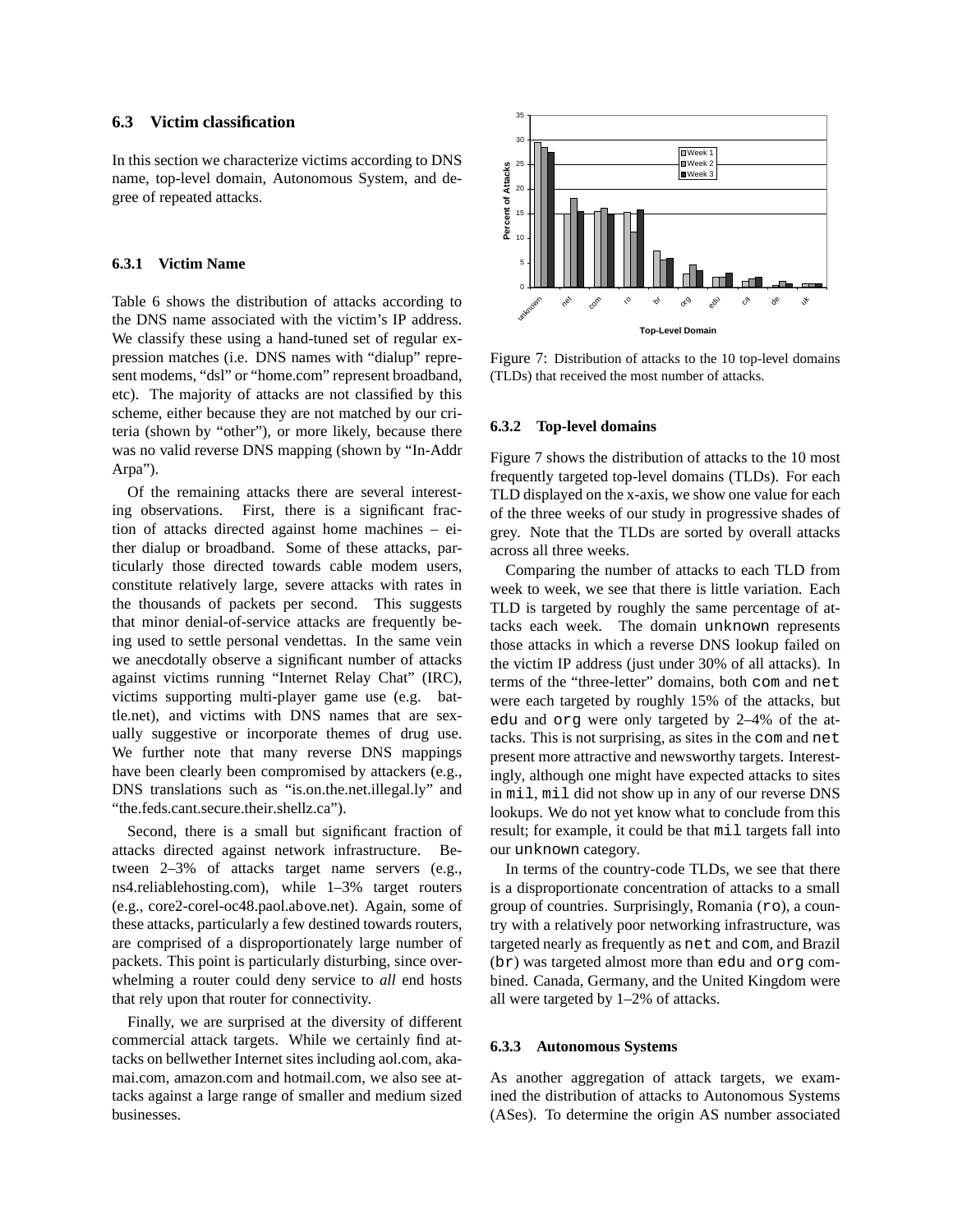### 6.3 Victim classification

In this section we characterize victims according to DNS name, top-level domain, Autonomous System, and degree of repeated attacks.

#### 6.3.1 Victim Name

Table 6 shows the distribution of attacks according to the DNS name associated with the victim's IP address. We classify these using a hand-tuned set of regular expression matches (i.e. DNS names with "dialup" represent modems, "dsl" or "home.com" represent broadband, etc). The majority of attacks are not classified by this scheme, either because they are not matched by our criteria (shown by "other"), or more likely, because there was no valid reverse DNS mapping (shown by "In-Addr Arpa").

Of the remaining attacks there are several interesting observations. First, there is a significant fraction of attacks directed against home machines – either dialup or broadband. Some of these attacks, particularly those directed towards cable modem users, constitute relatively large, severe attacks with rates in the thousands of packets per second. This suggests that minor denial-of-service attacks are frequently being used to settle personal vendettas. In the same vein we anecdotally observe a significant number of attacks against victims running "Internet Relay Chat" (IRC), victims supporting multi-player game use (e.g. battle.net), and victims with DNS names that are sexually suggestive or incorporate themes of drug use. We further note that many reverse DNS mappings have been clearly been compromised by attackers (e.g., DNS translations such as "is.on.the.net.illegal.ly" and "the.feds.cant.secure.their.shellz.ca").

Second, there is a small but significant fraction of attacks directed against network infrastructure. Between 2–3% of attacks target name servers (e.g., ns4.reliablehosting.com), while 1–3% target routers (e.g., core2-corel-oc48.paol.above.net). Again, some of these attacks, particularly a few destined towards routers, are comprised of a disproportionately large number of packets. This point is particularly disturbing, since overwhelming a router could deny service to *all* end hosts that rely upon that router for connectivity.

Finally, we are surprised at the diversity of different commercial attack targets. While we certainly find attacks on bellwether Internet sites including aol.com, akamai.com, amazon.com and hotmail.com, we also see attacks against a large range of smaller and medium sized businesses.

Figure 7: Distribution of attacks to the 10 top-level domains (TLDs) that received the most number of attacks.

#### 6.3.2 Top-level domains

Figure 7 shows the distribution of attacks to the 10 most frequently targeted top-level domains (TLDs). For each TLD displayed on the x-axis, we show one value for each of the three weeks of our study in progressive shades of grey. Note that the TLDs are sorted by overall attacks across all three weeks.

Comparing the number of attacks to each TLD from week to week, we see that there is little variation. Each TLD is targeted by roughly the same percentage of attacks each week. The domain `unknown` represents those attacks in which a reverse DNS lookup failed on the victim IP address (just under 30% of all attacks). In terms of the "three-letter" domains, both `com` and `net` were each targeted by roughly 15% of the attacks, but `edu` and `org` were only targeted by 2–4% of the attacks. This is not surprising, as sites in the `com` and `net` present more attractive and newsworthy targets. Interestingly, although one might have expected attacks to sites in `mil`, `mil` did not show up in any of our reverse DNS lookups. We do not yet know what to conclude from this result; for example, it could be that `mil` targets fall into our `unknown` category.

In terms of the country-code TLDs, we see that there is a disproportionate concentration of attacks to a small group of countries. Surprisingly, Romania (`ro`), a country with a relatively poor networking infrastructure, was targeted nearly as frequently as `net` and `com`, and Brazil (`br`) was targeted almost more than `edu` and `org` combined. Canada, Germany, and the United Kingdom were all were targeted by 1–2% of attacks.

#### 6.3.3 Autonomous Systems

As another aggregation of attack targets, we examined the distribution of attacks to Autonomous Systems (ASes). To determine the origin AS number associated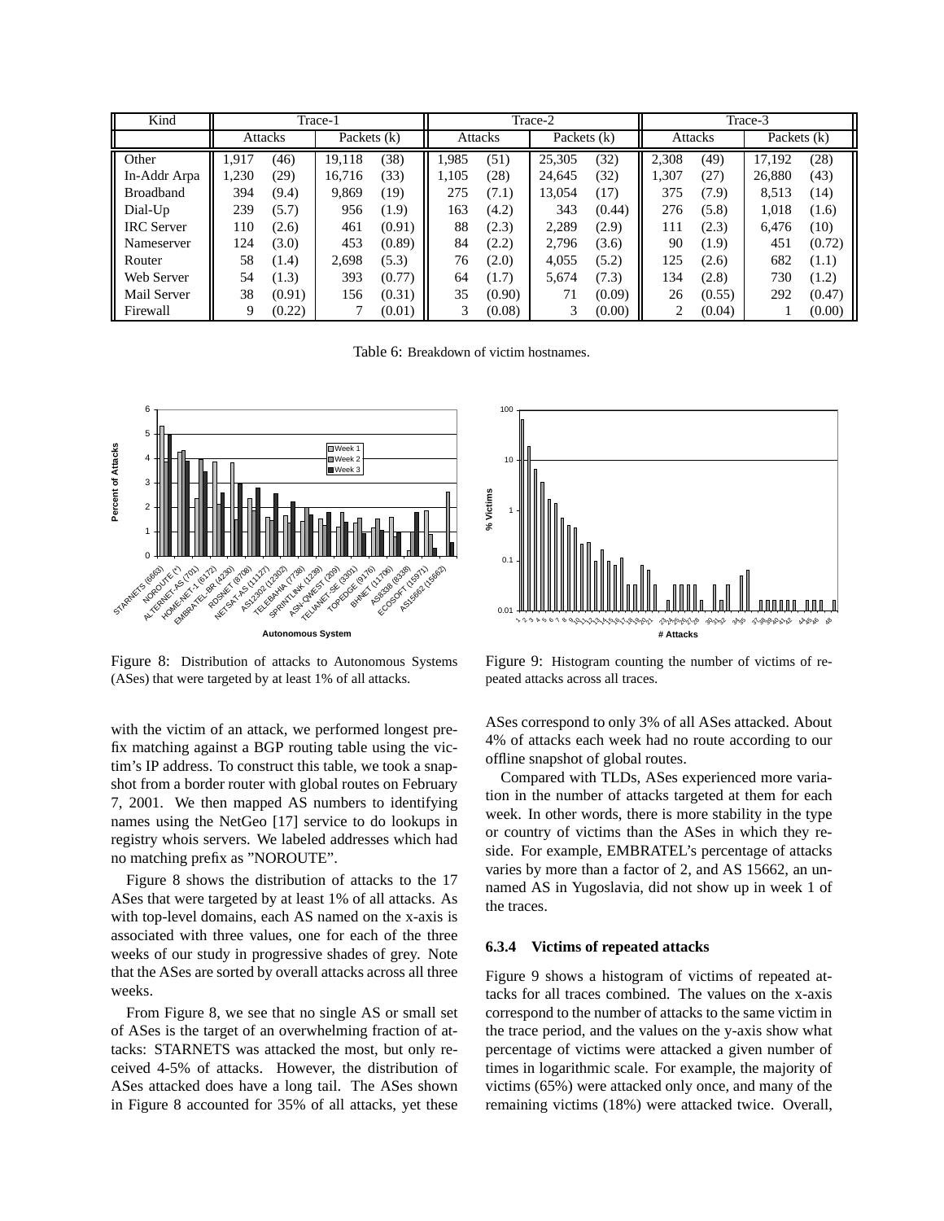| Kind | Trace-1 | | | | Trace-2 | | | | Trace-3 | | | |
|---|---|---|---|---|---|---|---|---|---|---|---|---|
| | Attacks | | Packets (k) | | Attacks | | Packets (k) | | Attacks | | Packets (k) | |
| Other | 1,917 | (46) | 19,118 | (38) | 1,985 | (51) | 25,305 | (32) | 2,308 | (49) | 17,192 | (28) |
| In-Addr Arpa | 1,230 | (29) | 16,716 | (33) | 1,105 | (28) | 24,645 | (32) | 1,307 | (27) | 26,880 | (43) |
| Broadband | 394 | (9.4) | 9,869 | (19) | 275 | (7.1) | 13,054 | (17) | 375 | (7.9) | 8,513 | (14) |
| Dial-Up | 239 | (5.7) | 956 | (1.9) | 163 | (4.2) | 343 | (0.44) | 276 | (5.8) | 1,018 | (1.6) |
| IRC Server | 110 | (2.6) | 461 | (0.91) | 88 | (2.3) | 2,289 | (2.9) | 111 | (2.3) | 6,476 | (10) |
| Nameserver | 124 | (3.0) | 453 | (0.89) | 84 | (2.2) | 2,796 | (3.6) | 90 | (1.9) | 451 | (0.72) |
| Router | 58 | (1.4) | 2,698 | (5.3) | 76 | (2.0) | 4,055 | (5.2) | 125 | (2.6) | 682 | (1.1) |
| Web Server | 54 | (1.3) | 393 | (0.77) | 64 | (1.7) | 5,674 | (7.3) | 134 | (2.8) | 730 | (1.2) |
| Mail Server | 38 | (0.91) | 156 | (0.31) | 35 | (0.90) | 71 | (0.09) | 26 | (0.55) | 292 | (0.47) |
| Firewall | 9 | (0.22) | 7 | (0.01) | 3 | (0.08) | 3 | (0.00) | 2 | (0.04) | 1 | (0.00) |

Table 6: Breakdown of victim hostnames.

Figure 8: Distribution of attacks to Autonomous Systems (ASes) that were targeted by at least 1% of all attacks.

Figure 9: Histogram counting the number of victims of repeated attacks across all traces.

with the victim of an attack, we performed longest prefix matching against a BGP routing table using the victim's IP address. To construct this table, we took a snapshot from a border router with global routes on February 7, 2001. We then mapped AS numbers to identifying names using the NetGeo [17] service to do lookups in registry whois servers. We labeled addresses which had no matching prefix as "NOROUTE".

Figure 8 shows the distribution of attacks to the 17 ASes that were targeted by at least 1% of all attacks. As with top-level domains, each AS named on the x-axis is associated with three values, one for each of the three weeks of our study in progressive shades of grey. Note that the ASes are sorted by overall attacks across all three weeks.

From Figure 8, we see that no single AS or small set of ASes is the target of an overwhelming fraction of attacks: STARNETS was attacked the most, but only received 4-5% of attacks. However, the distribution of ASes attacked does have a long tail. The ASes shown in Figure 8 accounted for 35% of all attacks, yet these ASes correspond to only 3% of all ASes attacked. About 4% of attacks each week had no route according to our offline snapshot of global routes.

Compared with TLDs, ASes experienced more variation in the number of attacks targeted at them for each week. In other words, there is more stability in the type or country of victims than the ASes in which they reside. For example, EMBRATEL's percentage of attacks varies by more than a factor of 2, and AS 15662, an unnamed AS in Yugoslavia, did not show up in week 1 of the traces.

#### 6.3.4 Victims of repeated attacks

Figure 9 shows a histogram of victims of repeated attacks for all traces combined. The values on the x-axis correspond to the number of attacks to the same victim in the trace period, and the values on the y-axis show what percentage of victims were attacked a given number of times in logarithmic scale. For example, the majority of victims (65%) were attacked only once, and many of the remaining victims (18%) were attacked twice. Overall,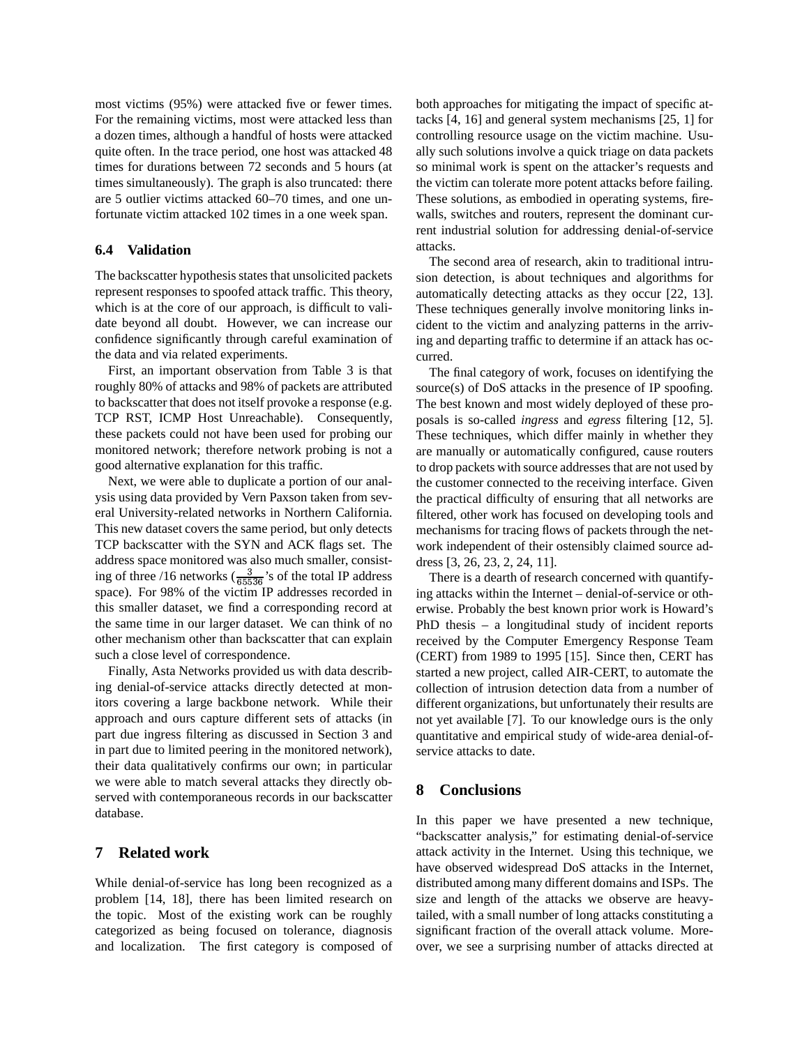most victims (95%) were attacked five or fewer times. For the remaining victims, most were attacked less than a dozen times, although a handful of hosts were attacked quite often. In the trace period, one host was attacked 48 times for durations between 72 seconds and 5 hours (at times simultaneously). The graph is also truncated: there are 5 outlier victims attacked 60–70 times, and one unfortunate victim attacked 102 times in a one week span.

### 6.4 Validation

The backscatter hypothesis states that unsolicited packets represent responses to spoofed attack traffic. This theory, which is at the core of our approach, is difficult to validate beyond all doubt. However, we can increase our confidence significantly through careful examination of the data and via related experiments.

First, an important observation from Table 3 is that roughly 80% of attacks and 98% of packets are attributed to backscatter that does not itself provoke a response (e.g. TCP RST, ICMP Host Unreachable). Consequently, these packets could not have been used for probing our monitored network; therefore network probing is not a good alternative explanation for this traffic.

Next, we were able to duplicate a portion of our analysis using data provided by Vern Paxson taken from several University-related networks in Northern California. This new dataset covers the same period, but only detects TCP backscatter with the SYN and ACK flags set. The address space monitored was also much smaller, consisting of three /16 networks ($\frac{3}{65536}$'s of the total IP address space). For 98% of the victim IP addresses recorded in this smaller dataset, we find a corresponding record at the same time in our larger dataset. We can think of no other mechanism other than backscatter that can explain such a close level of correspondence.

Finally, Asta Networks provided us with data describing denial-of-service attacks directly detected at monitors covering a large backbone network. While their approach and ours capture different sets of attacks (in part due ingress filtering as discussed in Section 3 and in part due to limited peering in the monitored network), their data qualitatively confirms our own; in particular we were able to match several attacks they directly observed with contemporaneous records in our backscatter database.

## 7 Related work

While denial-of-service has long been recognized as a problem [14, 18], there has been limited research on the topic. Most of the existing work can be roughly categorized as being focused on tolerance, diagnosis and localization. The first category is composed of both approaches for mitigating the impact of specific attacks [4, 16] and general system mechanisms [25, 1] for controlling resource usage on the victim machine. Usually such solutions involve a quick triage on data packets so minimal work is spent on the attacker's requests and the victim can tolerate more potent attacks before failing. These solutions, as embodied in operating systems, firewalls, switches and routers, represent the dominant current industrial solution for addressing denial-of-service attacks.

The second area of research, akin to traditional intrusion detection, is about techniques and algorithms for automatically detecting attacks as they occur [22, 13]. These techniques generally involve monitoring links incident to the victim and analyzing patterns in the arriving and departing traffic to determine if an attack has occurred.

The final category of work, focuses on identifying the source(s) of DoS attacks in the presence of IP spoofing. The best known and most widely deployed of these proposals is so-called *ingress* and *egress* filtering [12, 5]. These techniques, which differ mainly in whether they are manually or automatically configured, cause routers to drop packets with source addresses that are not used by the customer connected to the receiving interface. Given the practical difficulty of ensuring that all networks are filtered, other work has focused on developing tools and mechanisms for tracing flows of packets through the network independent of their ostensibly claimed source address [3, 26, 23, 2, 24, 11].

There is a dearth of research concerned with quantifying attacks within the Internet – denial-of-service or otherwise. Probably the best known prior work is Howard's PhD thesis – a longitudinal study of incident reports received by the Computer Emergency Response Team (CERT) from 1989 to 1995 [15]. Since then, CERT has started a new project, called AIR-CERT, to automate the collection of intrusion detection data from a number of different organizations, but unfortunately their results are not yet available [7]. To our knowledge ours is the only quantitative and empirical study of wide-area denial-of-service attacks to date.

## 8 Conclusions

In this paper we have presented a new technique, "backscatter analysis," for estimating denial-of-service attack activity in the Internet. Using this technique, we have observed widespread DoS attacks in the Internet, distributed among many different domains and ISPs. The size and length of the attacks we observe are heavy-tailed, with a small number of long attacks constituting a significant fraction of the overall attack volume. Moreover, we see a surprising number of attacks directed at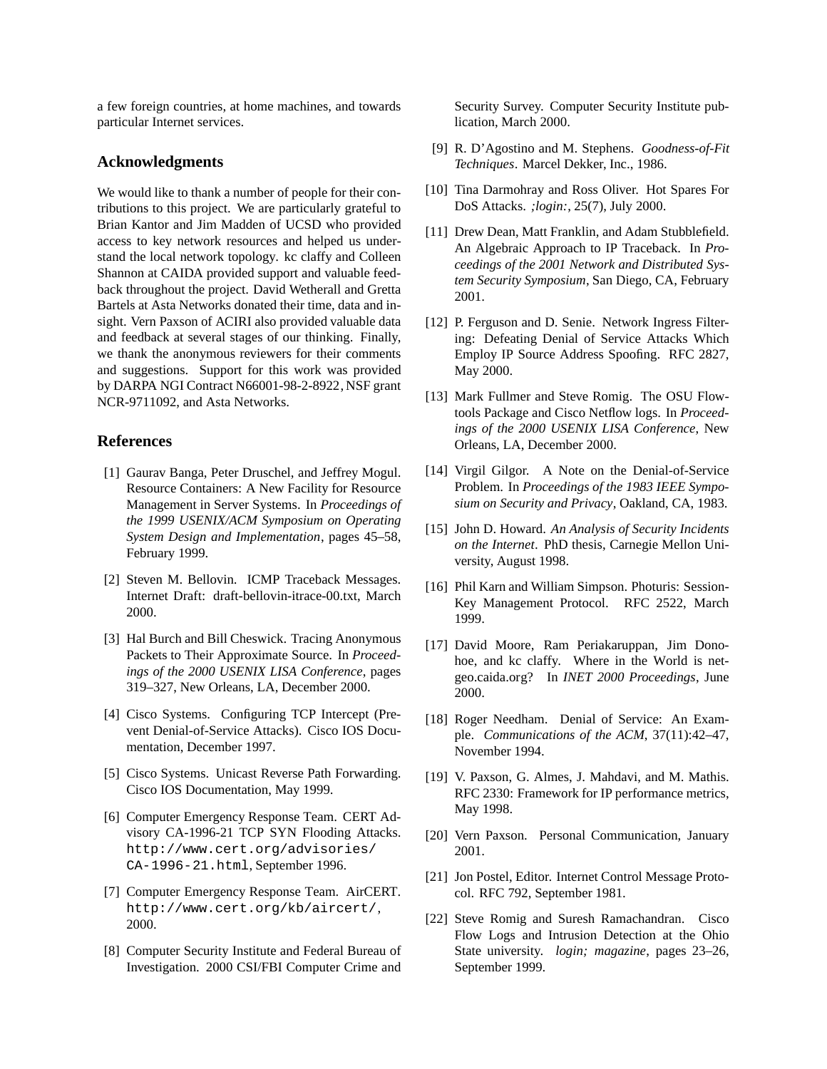a few foreign countries, at home machines, and towards particular Internet services.

## Acknowledgments

We would like to thank a number of people for their contributions to this project. We are particularly grateful to Brian Kantor and Jim Madden of UCSD who provided access to key network resources and helped us understand the local network topology. kc claffy and Colleen Shannon at CAIDA provided support and valuable feedback throughout the project. David Wetherall and Gretta Bartels at Asta Networks donated their time, data and insight. Vern Paxson of ACIRI also provided valuable data and feedback at several stages of our thinking. Finally, we thank the anonymous reviewers for their comments and suggestions. Support for this work was provided by DARPA NGI Contract N66001-98-2-8922, NSF grant NCR-9711092, and Asta Networks.

## References

[1] Gaurav Banga, Peter Druschel, and Jeffrey Mogul. Resource Containers: A New Facility for Resource Management in Server Systems. In *Proceedings of the 1999 USENIX/ACM Symposium on Operating System Design and Implementation*, pages 45–58, February 1999.

[2] Steven M. Bellovin. ICMP Traceback Messages. Internet Draft: draft-bellovin-itrace-00.txt, March 2000.

[3] Hal Burch and Bill Cheswick. Tracing Anonymous Packets to Their Approximate Source. In *Proceedings of the 2000 USENIX LISA Conference*, pages 319–327, New Orleans, LA, December 2000.

[4] Cisco Systems. Configuring TCP Intercept (Prevent Denial-of-Service Attacks). Cisco IOS Documentation, December 1997.

[5] Cisco Systems. Unicast Reverse Path Forwarding. Cisco IOS Documentation, May 1999.

[6] Computer Emergency Response Team. CERT Advisory CA-1996-21 TCP SYN Flooding Attacks. `http://www.cert.org/advisories/CA-1996-21.html`, September 1996.

[7] Computer Emergency Response Team. AirCERT. `http://www.cert.org/kb/aircert/`, 2000.

[8] Computer Security Institute and Federal Bureau of Investigation. 2000 CSI/FBI Computer Crime and Security Survey. Computer Security Institute publication, March 2000.

[9] R. D'Agostino and M. Stephens. *Goodness-of-Fit Techniques*. Marcel Dekker, Inc., 1986.

[10] Tina Darmohray and Ross Oliver. Hot Spares For DoS Attacks. *;login:*, 25(7), July 2000.

[11] Drew Dean, Matt Franklin, and Adam Stubblefield. An Algebraic Approach to IP Traceback. In *Proceedings of the 2001 Network and Distributed System Security Symposium*, San Diego, CA, February 2001.

[12] P. Ferguson and D. Senie. Network Ingress Filtering: Defeating Denial of Service Attacks Which Employ IP Source Address Spoofing. RFC 2827, May 2000.

[13] Mark Fullmer and Steve Romig. The OSU Flow-tools Package and Cisco Netflow logs. In *Proceedings of the 2000 USENIX LISA Conference*, New Orleans, LA, December 2000.

[14] Virgil Gilgor. A Note on the Denial-of-Service Problem. In *Proceedings of the 1983 IEEE Symposium on Security and Privacy*, Oakland, CA, 1983.

[15] John D. Howard. *An Analysis of Security Incidents on the Internet*. PhD thesis, Carnegie Mellon University, August 1998.

[16] Phil Karn and William Simpson. Photuris: Session-Key Management Protocol. RFC 2522, March 1999.

[17] David Moore, Ram Periakaruppan, Jim Donohoe, and kc claffy. Where in the World is netgeo.caida.org? In *INET 2000 Proceedings*, June 2000.

[18] Roger Needham. Denial of Service: An Example. *Communications of the ACM*, 37(11):42–47, November 1994.

[19] V. Paxson, G. Almes, J. Mahdavi, and M. Mathis. RFC 2330: Framework for IP performance metrics, May 1998.

[20] Vern Paxson. Personal Communication, January 2001.

[21] Jon Postel, Editor. Internet Control Message Protocol. RFC 792, September 1981.

[22] Steve Romig and Suresh Ramachandran. Cisco Flow Logs and Intrusion Detection at the Ohio State university. *login; magazine*, pages 23–26, September 1999.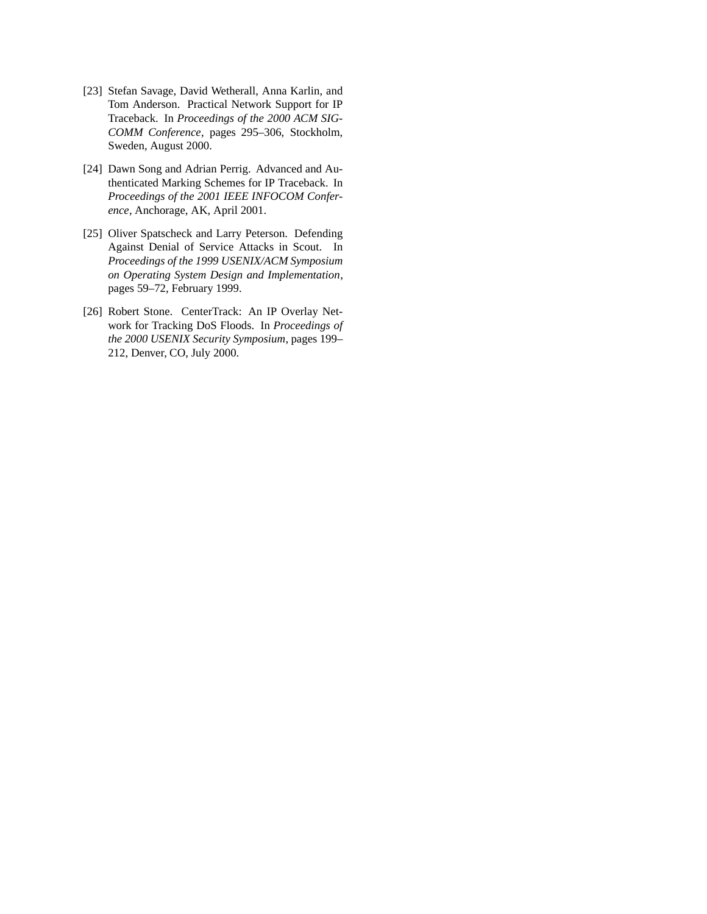[23] Stefan Savage, David Wetherall, Anna Karlin, and Tom Anderson. Practical Network Support for IP Traceback. In *Proceedings of the 2000 ACM SIGCOMM Conference*, pages 295–306, Stockholm, Sweden, August 2000.

[24] Dawn Song and Adrian Perrig. Advanced and Authenticated Marking Schemes for IP Traceback. In *Proceedings of the 2001 IEEE INFOCOM Conference*, Anchorage, AK, April 2001.

[25] Oliver Spatscheck and Larry Peterson. Defending Against Denial of Service Attacks in Scout. In *Proceedings of the 1999 USENIX/ACM Symposium on Operating System Design and Implementation*, pages 59–72, February 1999.

[26] Robert Stone. CenterTrack: An IP Overlay Network for Tracking DoS Floods. In *Proceedings of the 2000 USENIX Security Symposium*, pages 199–212, Denver, CO, July 2000.